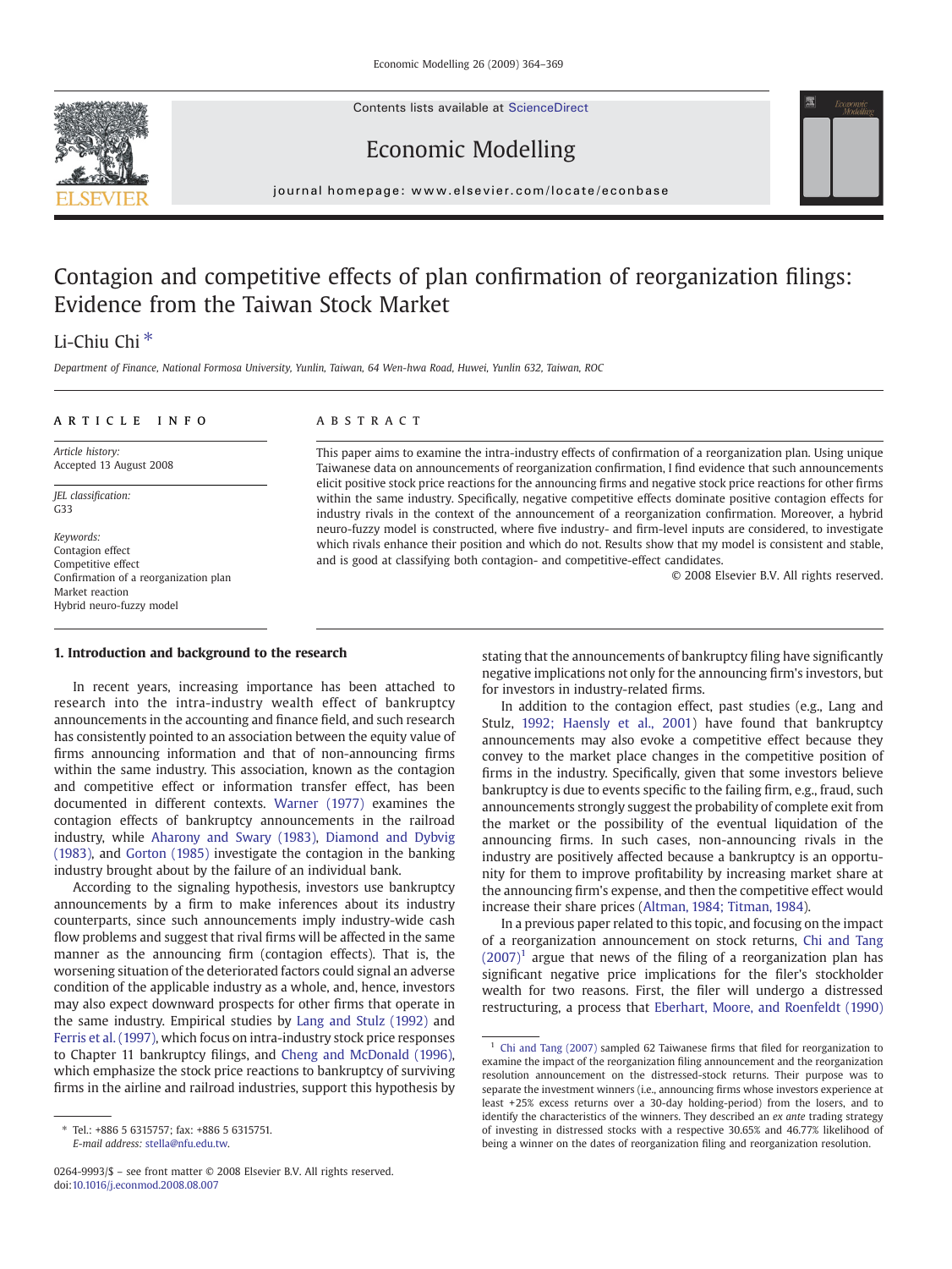# Contagion and competitive effects of plan confirmation of reorganization filings: Evidence from the Taiwan Stock Market

Li-Chiu Chi *

*Department of Finance, National Formosa University, Yunlin, Taiwan, 64 Wen-hwa Road, Huwei, Yunlin 632, Taiwan, ROC*

## ARTICLE INFO

*Article history:*
Accepted 13 August 2008

*JEL classification:*
G33

*Keywords:*
Contagion effect
Competitive effect
Confirmation of a reorganization plan
Market reaction
Hybrid neuro-fuzzy model

## ABSTRACT

This paper aims to examine the intra-industry effects of confirmation of a reorganization plan. Using unique Taiwanese data on announcements of reorganization confirmation, I find evidence that such announcements elicit positive stock price reactions for the announcing firms and negative stock price reactions for other firms within the same industry. Specifically, negative competitive effects dominate positive contagion effects for industry rivals in the context of the announcement of a reorganization confirmation. Moreover, a hybrid neuro-fuzzy model is constructed, where five industry- and firm-level inputs are considered, to investigate which rivals enhance their position and which do not. Results show that my model is consistent and stable, and is good at classifying both contagion- and competitive-effect candidates.

© 2008 Elsevier B.V. All rights reserved.

## 1. Introduction and background to the research

In recent years, increasing importance has been attached to research into the intra-industry wealth effect of bankruptcy announcements in the accounting and finance field, and such research has consistently pointed to an association between the equity value of firms announcing information and that of non-announcing firms within the same industry. This association, known as the contagion and competitive effect or information transfer effect, has been documented in different contexts. Warner (1977) examines the contagion effects of bankruptcy announcements in the railroad industry, while Aharony and Swary (1983), Diamond and Dybvig (1983), and Gorton (1985) investigate the contagion in the banking industry brought about by the failure of an individual bank.

According to the signaling hypothesis, investors use bankruptcy announcements by a firm to make inferences about its industry counterparts, since such announcements imply industry-wide cash flow problems and suggest that rival firms will be affected in the same manner as the announcing firm (contagion effects). That is, the worsening situation of the deteriorated factors could signal an adverse condition of the applicable industry as a whole, and, hence, investors may also expect downward prospects for other firms that operate in the same industry. Empirical studies by Lang and Stulz (1992) and Ferris et al. (1997), which focus on intra-industry stock price responses to Chapter 11 bankruptcy filings, and Cheng and McDonald (1996), which emphasize the stock price reactions to bankruptcy of surviving firms in the airline and railroad industries, support this hypothesis by stating that the announcements of bankruptcy filing have significantly negative implications not only for the announcing firm's investors, but for investors in industry-related firms.

In addition to the contagion effect, past studies (e.g., Lang and Stulz, 1992; Haensly et al., 2001) have found that bankruptcy announcements may also evoke a competitive effect because they convey to the market place changes in the competitive position of firms in the industry. Specifically, given that some investors believe bankruptcy is due to events specific to the failing firm, e.g., fraud, such announcements strongly suggest the probability of complete exit from the market or the possibility of the eventual liquidation of the announcing firms. In such cases, non-announcing rivals in the industry are positively affected because a bankruptcy is an opportunity for them to improve profitability by increasing market share at the announcing firm's expense, and then the competitive effect would increase their share prices (Altman, 1984; Titman, 1984).

In a previous paper related to this topic, and focusing on the impact of a reorganization announcement on stock returns, Chi and Tang (2007)[1] argue that news of the filing of a reorganization plan has significant negative price implications for the filer's stockholder wealth for two reasons. First, the filer will undergo a distressed restructuring, a process that Eberhart, Moore, and Roenfeldt (1990)

[1] Chi and Tang (2007) sampled 62 Taiwanese firms that filed for reorganization to examine the impact of the reorganization filing announcement and the reorganization resolution announcement on the distressed-stock returns. Their purpose was to separate the investment winners (i.e., announcing firms whose investors experience at least +25% excess returns over a 30-day holding-period) from the losers, and to identify the characteristics of the winners. They described an *ex ante* trading strategy of investing in distressed stocks with a respective 30.65% and 46.77% likelihood of being a winner on the dates of reorganization filing and reorganization resolution.

\* Tel.: +886 5 6315757; fax: +886 5 6315751.
*E-mail address:* stella@nfu.edu.tw.

0264-9993/$ – see front matter © 2008 Elsevier B.V. All rights reserved.
doi:10.1016/j.econmod.2008.08.007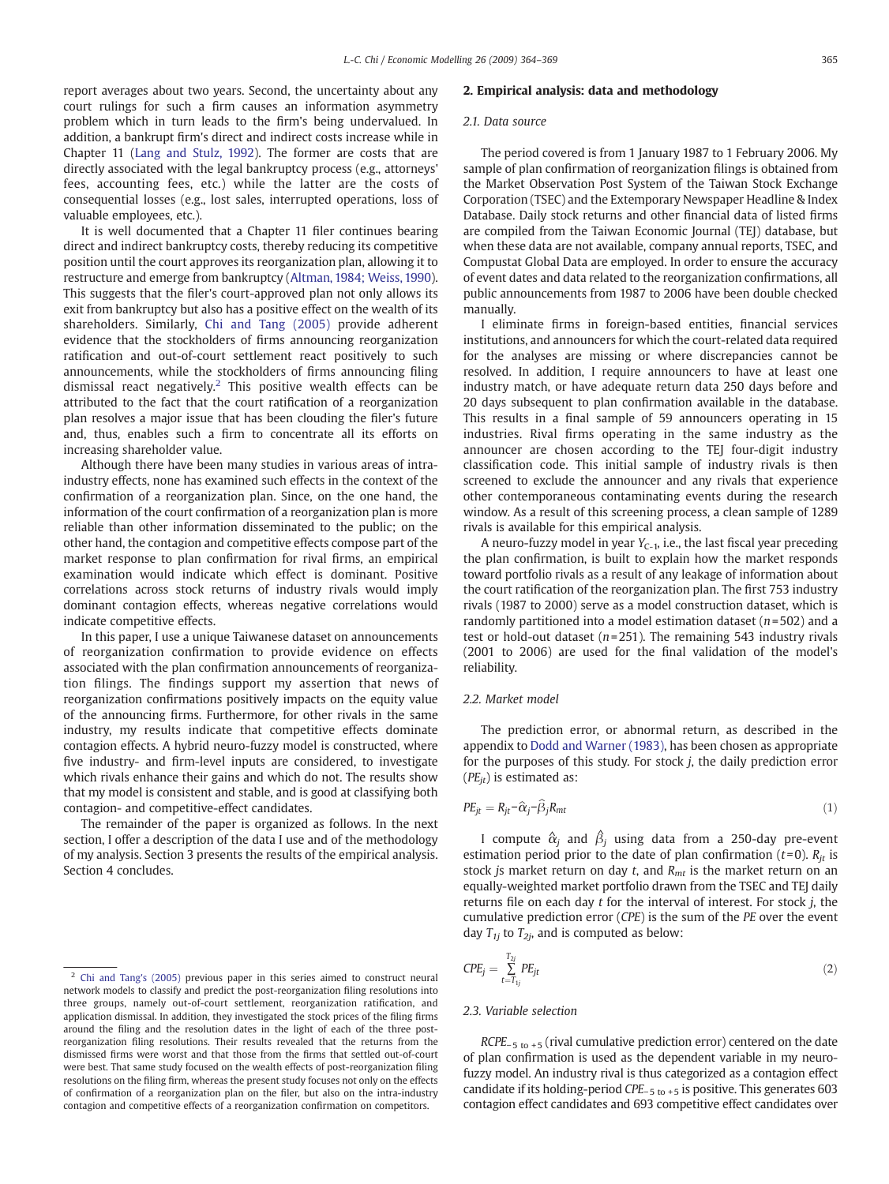report averages about two years. Second, the uncertainty about any court rulings for such a firm causes an information asymmetry problem which in turn leads to the firm's being undervalued. In addition, a bankrupt firm's direct and indirect costs increase while in Chapter 11 (Lang and Stulz, 1992). The former are costs that are directly associated with the legal bankruptcy process (e.g., attorneys' fees, accounting fees, etc.) while the latter are the costs of consequential losses (e.g., lost sales, interrupted operations, loss of valuable employees, etc.).

It is well documented that a Chapter 11 filer continues bearing direct and indirect bankruptcy costs, thereby reducing its competitive position until the court approves its reorganization plan, allowing it to restructure and emerge from bankruptcy (Altman, 1984; Weiss, 1990). This suggests that the filer's court-approved plan not only allows its exit from bankruptcy but also has a positive effect on the wealth of its shareholders. Similarly, Chi and Tang (2005) provide adherent evidence that the stockholders of firms announcing reorganization ratification and out-of-court settlement react positively to such announcements, while the stockholders of firms announcing filing dismissal react negatively.[2] This positive wealth effects can be attributed to the fact that the court ratification of a reorganization plan resolves a major issue that has been clouding the filer's future and, thus, enables such a firm to concentrate all its efforts on increasing shareholder value.

Although there have been many studies in various areas of intra-industry effects, none has examined such effects in the context of the confirmation of a reorganization plan. Since, on the one hand, the information of the court confirmation of a reorganization plan is more reliable than other information disseminated to the public; on the other hand, the contagion and competitive effects compose part of the market response to plan confirmation for rival firms, an empirical examination would indicate which effect is dominant. Positive correlations across stock returns of industry rivals would imply dominant contagion effects, whereas negative correlations would indicate competitive effects.

In this paper, I use a unique Taiwanese dataset on announcements of reorganization confirmation to provide evidence on effects associated with the plan confirmation announcements of reorganization filings. The findings support my assertion that news of reorganization confirmations positively impacts on the equity value of the announcing firms. Furthermore, for other rivals in the same industry, my results indicate that competitive effects dominate contagion effects. A hybrid neuro-fuzzy model is constructed, where five industry- and firm-level inputs are considered, to investigate which rivals enhance their gains and which do not. The results show that my model is consistent and stable, and is good at classifying both contagion- and competitive-effect candidates.

The remainder of the paper is organized as follows. In the next section, I offer a description of the data I use and of the methodology of my analysis. Section 3 presents the results of the empirical analysis. Section 4 concludes.

[2] Chi and Tang's (2005) previous paper in this series aimed to construct neural network models to classify and predict the post-reorganization filing resolutions into three groups, namely out-of-court settlement, reorganization ratification, and application dismissal. In addition, they investigated the stock prices of the filing firms around the filing and the resolution dates in the light of each of the three post-reorganization filing resolutions. Their results revealed that the returns from the dismissed firms were worst and that those from the firms that settled out-of-court were best. That same study focused on the wealth effects of post-reorganization filing resolutions on the filing firm, whereas the present study focuses not only on the effects of confirmation of a reorganization plan on the filer, but also on the intra-industry contagion and competitive effects of a reorganization confirmation on competitors.

## 2. Empirical analysis: data and methodology

### 2.1. Data source

The period covered is from 1 January 1987 to 1 February 2006. My sample of plan confirmation of reorganization filings is obtained from the Market Observation Post System of the Taiwan Stock Exchange Corporation (TSEC) and the Extemporary Newspaper Headline & Index Database. Daily stock returns and other financial data of listed firms are compiled from the Taiwan Economic Journal (TEJ) database, but when these data are not available, company annual reports, TSEC, and Compustat Global Data are employed. In order to ensure the accuracy of event dates and data related to the reorganization confirmations, all public announcements from 1987 to 2006 have been double checked manually.

I eliminate firms in foreign-based entities, financial services institutions, and announcers for which the court-related data required for the analyses are missing or where discrepancies cannot be resolved. In addition, I require announcers to have at least one industry match, or have adequate return data 250 days before and 20 days subsequent to plan confirmation available in the database. This results in a final sample of 59 announcers operating in 15 industries. Rival firms operating in the same industry as the announcer are chosen according to the TEJ four-digit industry classification code. This initial sample of industry rivals is then screened to exclude the announcer and any rivals that experience other contemporaneous contaminating events during the research window. As a result of this screening process, a clean sample of 1289 rivals is available for this empirical analysis.

A neuro-fuzzy model in year $Y_{C-1}$, i.e., the last fiscal year preceding the plan confirmation, is built to explain how the market responds toward portfolio rivals as a result of any leakage of information about the court ratification of the reorganization plan. The first 753 industry rivals (1987 to 2000) serve as a model construction dataset, which is randomly partitioned into a model estimation dataset ($n$=502) and a test or hold-out dataset ($n$=251). The remaining 543 industry rivals (2001 to 2006) are used for the final validation of the model's reliability.

### 2.2. Market model

The prediction error, or abnormal return, as described in the appendix to Dodd and Warner (1983), has been chosen as appropriate for the purposes of this study. For stock $j$, the daily prediction error ($PE_{jt}$) is estimated as:

$$PE_{jt} = R_{jt} - \hat{\alpha}_j - \hat{\beta}_j R_{mt} \tag{1}$$

I compute $\hat{\alpha}_j$ and $\hat{\beta}_j$ using data from a 250-day pre-event estimation period prior to the date of plan confirmation ($t$=0). $R_{jt}$ is stock $j$s market return on day $t$, and $R_{mt}$ is the market return on an equally-weighted market portfolio drawn from the TSEC and TEJ daily returns file on each day $t$ for the interval of interest. For stock $j$, the cumulative prediction error ($CPE$) is the sum of the $PE$ over the event day $T_{1j}$ to $T_{2j}$, and is computed as below:

$$CPE_j = \sum_{t=T_{1j}}^{T_{2j}} PE_{jt} \tag{2}$$

### 2.3. Variable selection

$RCPE_{-5 \text{ to } +5}$ (rival cumulative prediction error) centered on the date of plan confirmation is used as the dependent variable in my neuro-fuzzy model. An industry rival is thus categorized as a contagion effect candidate if its holding-period $CPE_{-5 \text{ to } +5}$ is positive. This generates 603 contagion effect candidates and 693 competitive effect candidates over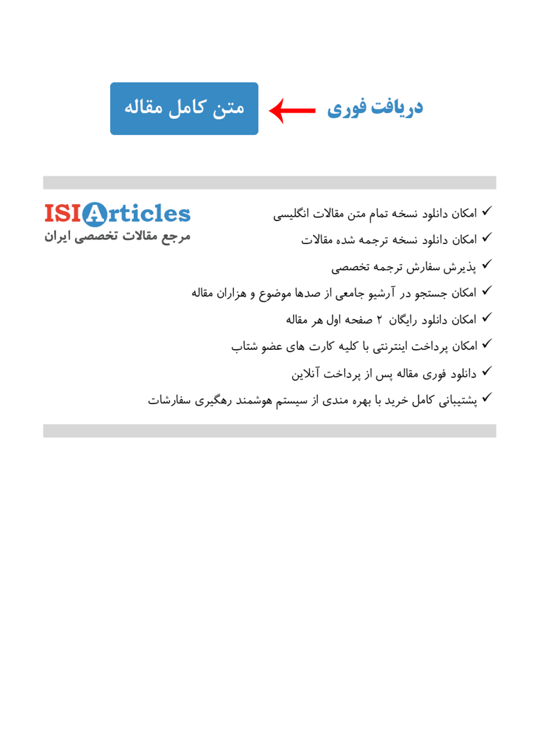دریافت فوری ← متن کامل مقاله

ISIArticles
مرجع مقالات تخصصی ایران

- ✓ امکان دانلود نسخه تمام متن مقالات انگلیسی
- ✓ امکان دانلود نسخه ترجمه شده مقالات
- ✓ پذیرش سفارش ترجمه تخصصی
- ✓ امکان جستجو در آرشیو جامعی از صدها موضوع و هزاران مقاله
- ✓ امکان دانلود رایگان ۲ صفحه اول هر مقاله
- ✓ امکان پرداخت اینترنتی با کلیه کارت های عضو شتاب
- ✓ دانلود فوری مقاله پس از پرداخت آنلاین
- ✓ پشتیبانی کامل خرید با بهره مندی از سیستم هوشمند رهگیری سفارشات